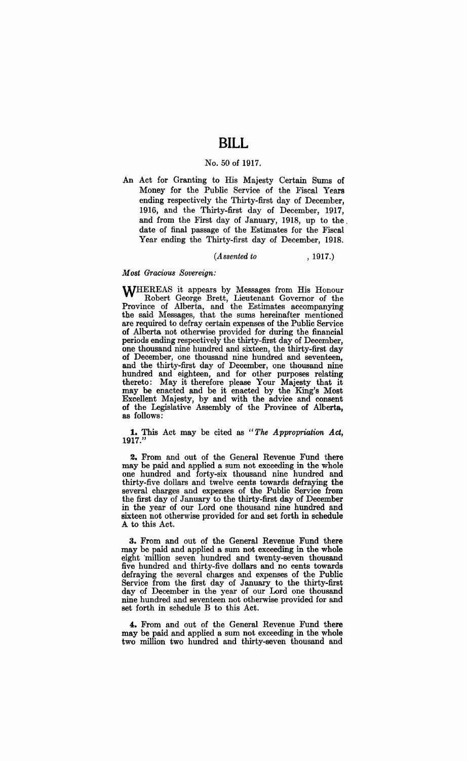# BILL

No. 50 of 1917.

An Act for Granting to His Majesty Certain Sums of Money for the Public Service of the Fiscal Years ending respectively the Thirty-first day of December, 1916, and the Thirty-first day of December, 1917, and from the First day of January, 1918, up to the date of final passage of the Estimates for the Fiscal Year ending the Thirty-first day of December, 1918.

(*Assented to* , 1917.)

*Most Gracious Sovereign:*

WHEREAS it appears by Messages from His Honour Robert George Brett, Lieutenant Governor of the Province of Alberta, and the Estimates accompanying the said Messages, that the sums hereinafter mentioned are required to defray certain expenses of the Public Service of Alberta not otherwise provided for during the financial periods ending respectively the thirty-first day of December, one thousand nine hundred and sixteen, the thirty-first day of December, one thousand nine hundred and seventeen, and the thirty-first day of December, one thousand nine hundred and eighteen, and for other purposes relating thereto: May it therefore please Your Majesty that it may be enacted and be it enacted by the King's Most Excellent Majesty, by and with the advice and consent of the Legislative Assembly of the Province of Alberta, as follows:

**1.** This Act may be cited as "*The Appropriation Act, 1917.*"

**2.** From and out of the General Revenue Fund there may be paid and applied a sum not exceeding in the whole one hundred and forty-six thousand nine hundred and thirty-five dollars and twelve cents towards defraying the several charges and expenses of the Public Service from the first day of January to the thirty-first day of December in the year of our Lord one thousand nine hundred and sixteen not otherwise provided for and set forth in schedule A to this Act.

**3.** From and out of the General Revenue Fund there may be paid and applied a sum not exceeding in the whole eight million seven hundred and twenty-seven thousand five hundred and thirty-five dollars and no cents towards defraying the several charges and expenses of the Public Service from the first day of January to the thirty-first day of December in the year of our Lord one thousand nine hundred and seventeen not otherwise provided for and set forth in schedule B to this Act.

**4.** From and out of the General Revenue Fund there may be paid and applied a sum not exceeding in the whole two million two hundred and thirty-seven thousand and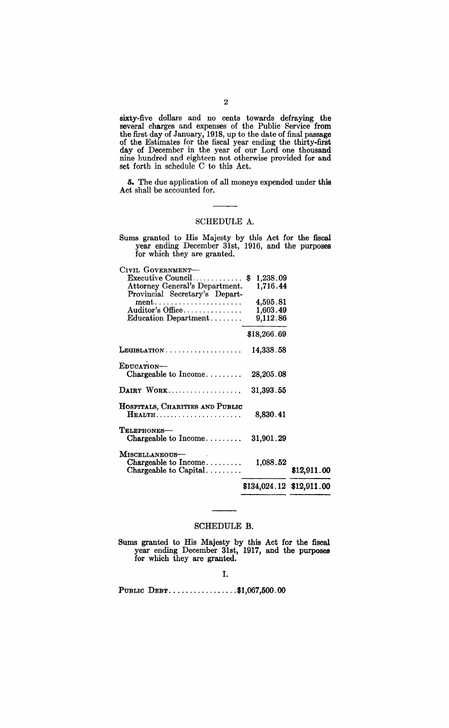sixty-five dollars and no cents towards defraying the several charges and expenses of the Public Service from the first day of January, 1918, up to the date of final passage of the Estimates for the fiscal year ending the thirty-first day of December in the year of our Lord one thousand nine hundred and eighteen not otherwise provided for and set forth in schedule C to this Act.

**5.** The due application of all moneys expended under this Act shall be accounted for.

---

## SCHEDULE A.

Sums granted to His Majesty by this Act for the fiscal year ending December 31st, 1916, and the purposes for which they are granted.

| | | |
|---|---|---|
| CIVIL GOVERNMENT— | | |
| Executive Council | $ 1,238.09 | |
| Attorney General's Department | 1,716.44 | |
| Provincial Secretary's Department | 4,595.81 | |
| Auditor's Office | 1,603.49 | |
| Education Department | 9,112.86 | |
| | $18,266.69 | |
| LEGISLATION | 14,338.58 | |
| EDUCATION— | | |
| Chargeable to Income | 28,205.08 | |
| DAIRY WORK | 31,393.55 | |
| HOSPITALS, CHARITIES AND PUBLIC HEALTH | 8,830.41 | |
| TELEPHONES— | | |
| Chargeable to Income | 31,901.29 | |
| MISCELLANEOUS— | | |
| Chargeable to Income | 1,088.52 | |
| Chargeable to Capital | | $12,911.00 |
| | $134,024.12 | $12,911.00 |

---

## SCHEDULE B.

Sums granted to His Majesty by this Act for the fiscal year ending December 31st, 1917, and the purposes for which they are granted.

I.

PUBLIC DEBT.................$1,067,500.00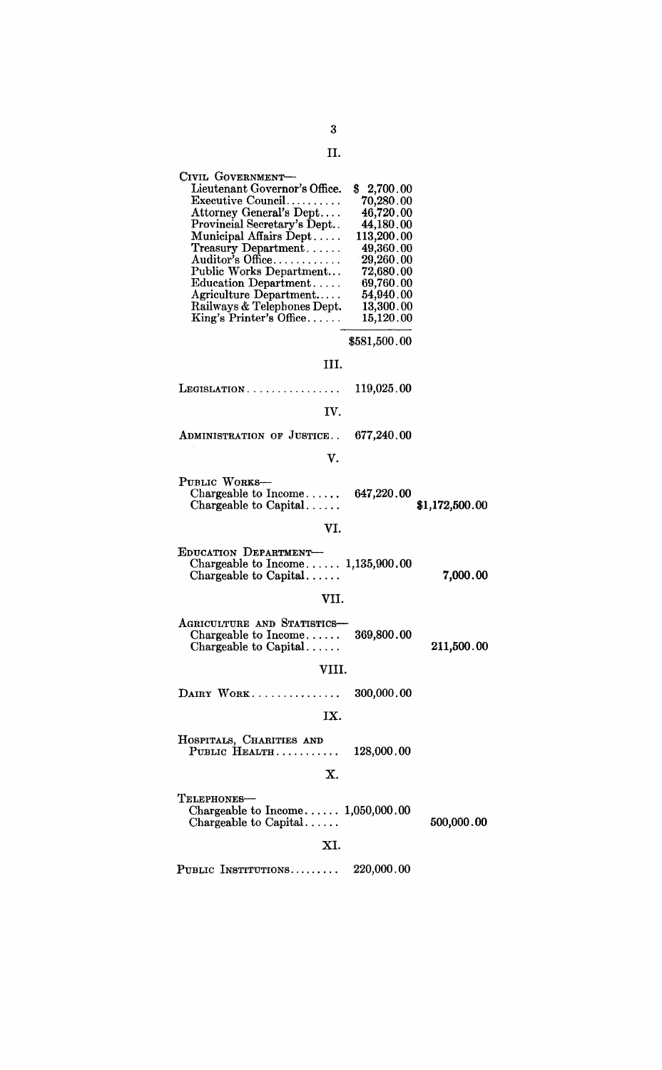II.

| | | |
|---|---|---|
| CIVIL GOVERNMENT— | | |
| Lieutenant Governor's Office | $ 2,700.00 | |
| Executive Council | 70,280.00 | |
| Attorney General's Dept | 46,720.00 | |
| Provincial Secretary's Dept | 44,180.00 | |
| Municipal Affairs Dept | 113,200.00 | |
| Treasury Department | 49,360.00 | |
| Auditor's Office | 29,260.00 | |
| Public Works Department | 72,680.00 | |
| Education Department | 69,760.00 | |
| Agriculture Department | 54,940.00 | |
| Railways & Telephones Dept. | 13,300.00 | |
| King's Printer's Office | 15,120.00 | |
| | $581,500.00 | |

III.

| | | |
|---|---|---|
| LEGISLATION | 119,025.00 | |

IV.

| | | |
|---|---|---|
| ADMINISTRATION OF JUSTICE | 677,240.00 | |

V.

| | | |
|---|---|---|
| PUBLIC WORKS— | | |
| Chargeable to Income | 647,220.00 | |
| Chargeable to Capital | | $1,172,500.00 |

VI.

| | | |
|---|---|---|
| EDUCATION DEPARTMENT— | | |
| Chargeable to Income | 1,135,900.00 | |
| Chargeable to Capital | | 7,000.00 |

VII.

| | | |
|---|---|---|
| AGRICULTURE AND STATISTICS— | | |
| Chargeable to Income | 369,800.00 | |
| Chargeable to Capital | | 211,500.00 |

VIII.

| | | |
|---|---|---|
| DAIRY WORK | 300,000.00 | |

IX.

| | | |
|---|---|---|
| HOSPITALS, CHARITIES AND PUBLIC HEALTH | 128,000.00 | |

X.

| | | |
|---|---|---|
| TELEPHONES— | | |
| Chargeable to Income | 1,050,000.00 | |
| Chargeable to Capital | | 500,000.00 |

XI.

| | | |
|---|---|---|
| PUBLIC INSTITUTIONS | 220,000.00 | |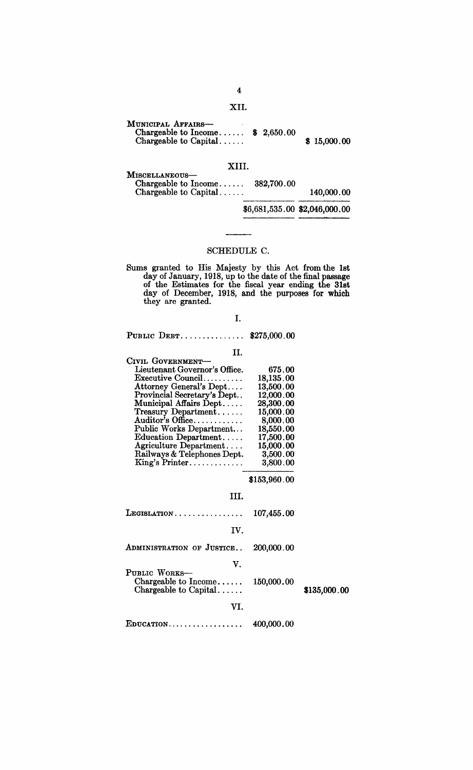XII.

| | | |
|---|---|---|
| Municipal Affairs— | | |
| Chargeable to Income...... | $ 2,650.00 | |
| Chargeable to Capital...... | | $ 15,000.00 |

XIII.

| | | |
|---|---|---|
| Miscellaneous— | | |
| Chargeable to Income...... | 382,700.00 | |
| Chargeable to Capital...... | | 140,000.00 |
| | $6,681,535.00 | $2,046,000.00 |

## SCHEDULE C.

Sums granted to His Majesty by this Act from the 1st day of January, 1918, up to the date of the final passage of the Estimates for the fiscal year ending the 31st day of December, 1918, and the purposes for which they are granted.

I.

| | | |
|---|---|---|
| Public Debt............... | $275,000.00 | |

II.

| | | |
|---|---|---|
| Civil Government— | | |
| Lieutenant Governor's Office. | 675.00 | |
| Executive Council.......... | 18,135.00 | |
| Attorney General's Dept.... | 13,500.00 | |
| Provincial Secretary's Dept.. | 12,000.00 | |
| Municipal Affairs Dept..... | 28,300.00 | |
| Treasury Department...... | 15,000.00 | |
| Auditor's Office............ | 8,000.00 | |
| Public Works Department... | 18,550.00 | |
| Education Department..... | 17,500.00 | |
| Agriculture Department.... | 15,000.00 | |
| Railways & Telephones Dept. | 3,500.00 | |
| King's Printer............. | 3,800.00 | |
| | $153,960.00 | |

III.

| | | |
|---|---|---|
| Legislation................ | 107,455.00 | |

IV.

| | | |
|---|---|---|
| Administration of Justice.. | 200,000.00 | |

V.

| | | |
|---|---|---|
| Public Works— | | |
| Chargeable to Income...... | 150,000.00 | |
| Chargeable to Capital...... | | $135,000.00 |

VI.

| | | |
|---|---|---|
| Education.................. | 400,000.00 | |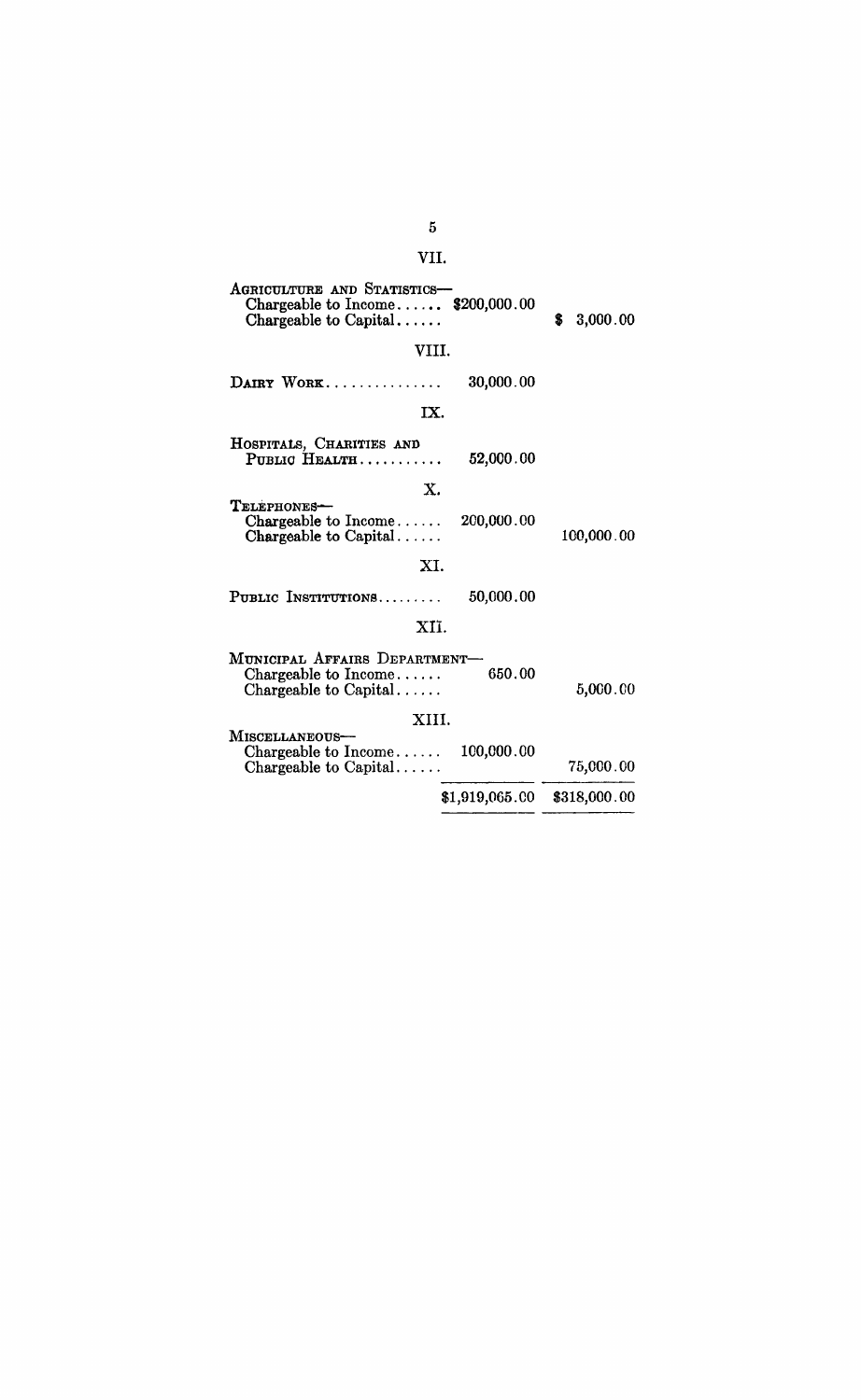VII.

| | | |
|---|---|---|
| AGRICULTURE AND STATISTICS— | | |
| Chargeable to Income...... | $200,000.00 | |
| Chargeable to Capital...... | | $ 3,000.00 |

VIII.

| | | |
|---|---|---|
| DAIRY WORK............... | 30,000.00 | |

IX.

| | | |
|---|---|---|
| HOSPITALS, CHARITIES AND PUBLIC HEALTH........... | 52,000.00 | |

X.

| | | |
|---|---|---|
| TELEPHONES— | | |
| Chargeable to Income...... | 200,000.00 | |
| Chargeable to Capital...... | | 100,000.00 |

XI.

| | | |
|---|---|---|
| PUBLIC INSTITUTIONS......... | 50,000.00 | |

XII.

| | | |
|---|---|---|
| MUNICIPAL AFFAIRS DEPARTMENT— | | |
| Chargeable to Income...... | 650.00 | |
| Chargeable to Capital...... | | 5,000.00 |

XIII.

| | | |
|---|---|---|
| MISCELLANEOUS— | | |
| Chargeable to Income...... | 100,000.00 | |
| Chargeable to Capital...... | | 75,000.00 |
| | $1,919,065.00 | $318,000.00 |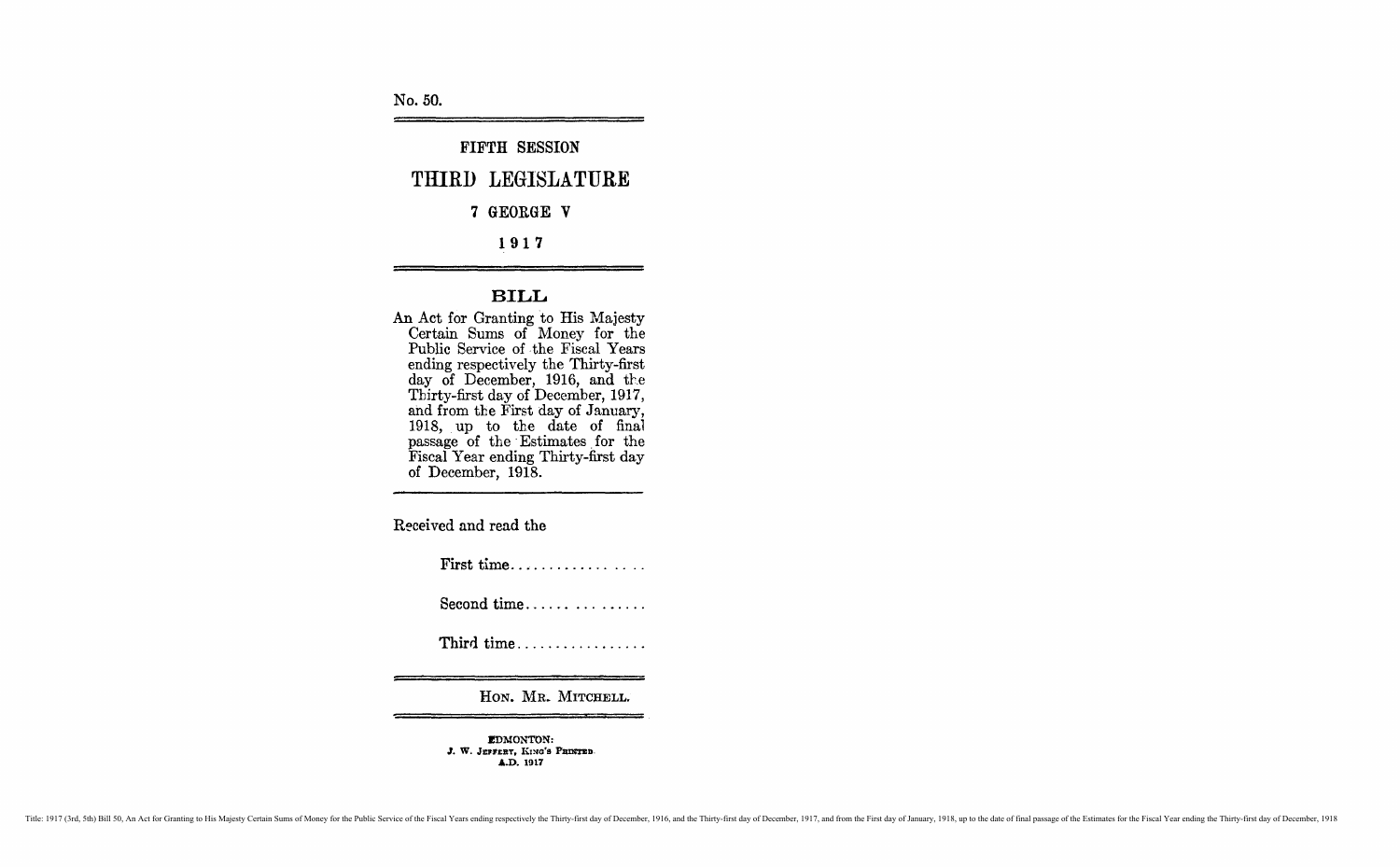No. 50.

FIFTH SESSION

# THIRD LEGISLATURE

7 GEORGE V

1917

## BILL

An Act for Granting to His Majesty Certain Sums of Money for the Public Service of the Fiscal Years ending respectively the Thirty-first day of December, 1916, and the Thirty-first day of December, 1917, and from the First day of January, 1918, up to the date of final passage of the Estimates for the Fiscal Year ending Thirty-first day of December, 1918.

Received and read the

First time................

Second time..............

Third time................

HON. MR. MITCHELL.

EDMONTON:
J. W. JEFFERY, KING'S PRINTER
A.D. 1917

Title: 1917 (3rd, 5th) Bill 50, An Act for Granting to His Majesty Certain Sums of Money for the Public Service of the Fiscal Years ending respectively the Thirty-first day of December, 1916, and the Thirty-first day of December, 1917, and from the First day of January, 1918, up to the date of final passage of the Estimates for the Fiscal Year ending the Thirty-first day of December, 1918